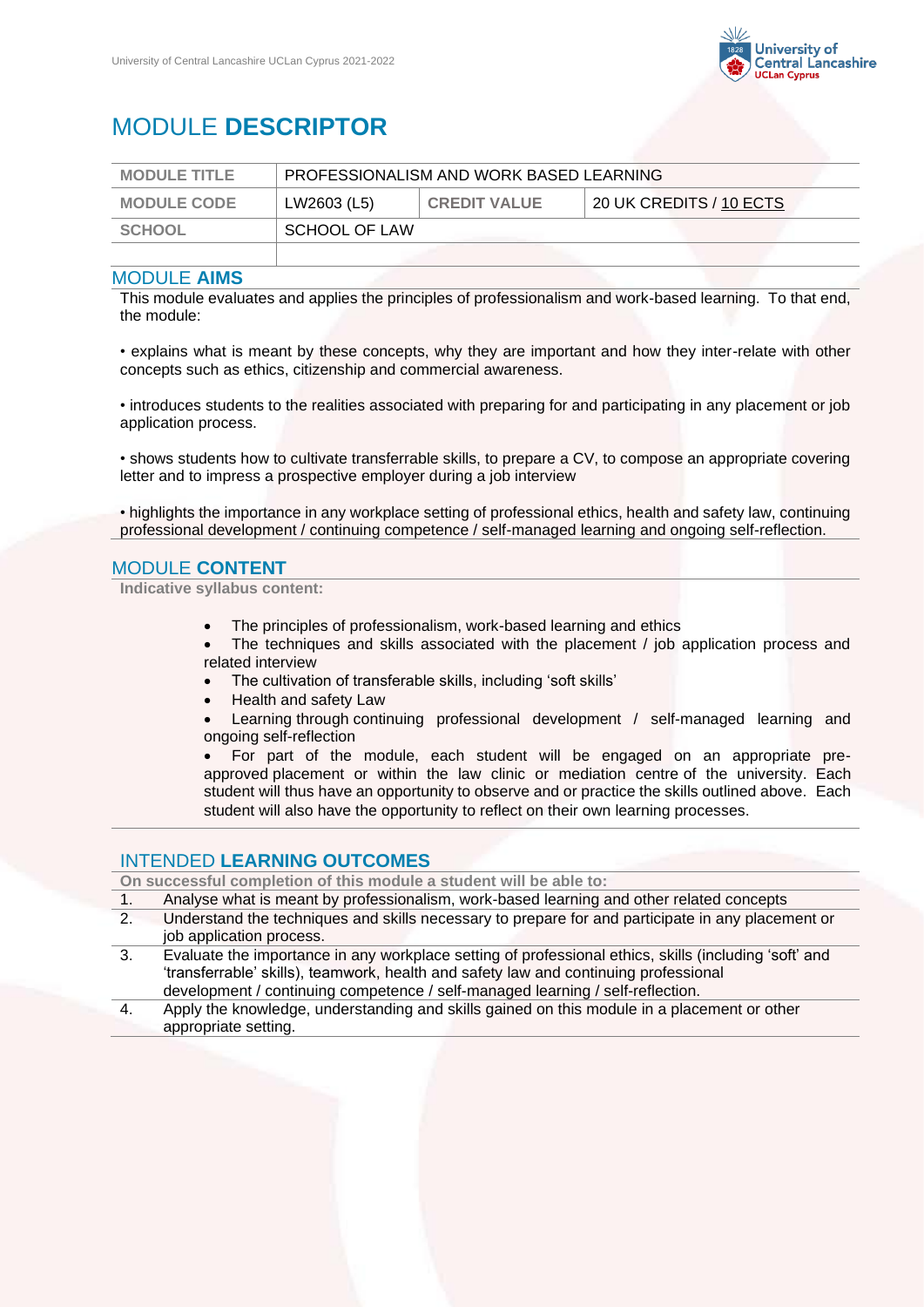# MODULE **DESCRIPTOR**

| MODULE TITLE | PROFESSIONALISM AND WORK BASED LEARNING | | |
|---|---|---|---|
| MODULE CODE | LW2603 (L5) | CREDIT VALUE | 20 UK CREDITS / 10 ECTS |
| SCHOOL | SCHOOL OF LAW | | |
| | | | |

## MODULE **AIMS**

This module evaluates and applies the principles of professionalism and work-based learning. To that end, the module:

• explains what is meant by these concepts, why they are important and how they inter-relate with other concepts such as ethics, citizenship and commercial awareness.

• introduces students to the realities associated with preparing for and participating in any placement or job application process.

• shows students how to cultivate transferrable skills, to prepare a CV, to compose an appropriate covering letter and to impress a prospective employer during a job interview

• highlights the importance in any workplace setting of professional ethics, health and safety law, continuing professional development / continuing competence / self-managed learning and ongoing self-reflection.

## MODULE **CONTENT**

**Indicative syllabus content:**

- The principles of professionalism, work-based learning and ethics
- The techniques and skills associated with the placement / job application process and related interview
- The cultivation of transferable skills, including 'soft skills'
- Health and safety Law
- Learning through continuing professional development / self-managed learning and ongoing self-reflection
- For part of the module, each student will be engaged on an appropriate pre-approved placement or within the law clinic or mediation centre of the university. Each student will thus have an opportunity to observe and or practice the skills outlined above. Each student will also have the opportunity to reflect on their own learning processes.

## INTENDED **LEARNING OUTCOMES**

**On successful completion of this module a student will be able to:**

1. Analyse what is meant by professionalism, work-based learning and other related concepts
2. Understand the techniques and skills necessary to prepare for and participate in any placement or job application process.
3. Evaluate the importance in any workplace setting of professional ethics, skills (including 'soft' and 'transferrable' skills), teamwork, health and safety law and continuing professional development / continuing competence / self-managed learning / self-reflection.
4. Apply the knowledge, understanding and skills gained on this module in a placement or other appropriate setting.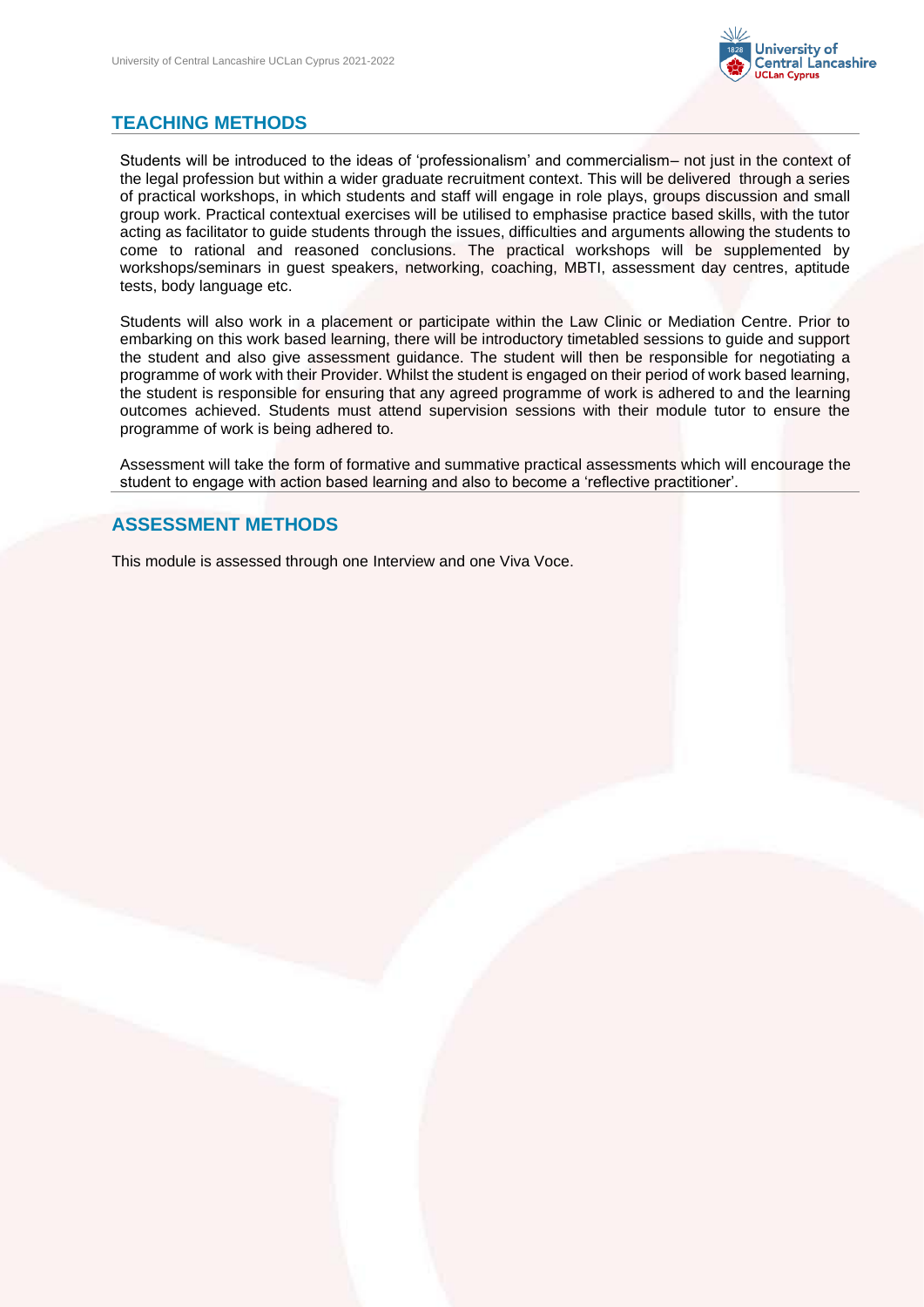## TEACHING METHODS

Students will be introduced to the ideas of 'professionalism' and commercialism– not just in the context of the legal profession but within a wider graduate recruitment context. This will be delivered through a series of practical workshops, in which students and staff will engage in role plays, groups discussion and small group work. Practical contextual exercises will be utilised to emphasise practice based skills, with the tutor acting as facilitator to guide students through the issues, difficulties and arguments allowing the students to come to rational and reasoned conclusions. The practical workshops will be supplemented by workshops/seminars in guest speakers, networking, coaching, MBTI, assessment day centres, aptitude tests, body language etc.

Students will also work in a placement or participate within the Law Clinic or Mediation Centre. Prior to embarking on this work based learning, there will be introductory timetabled sessions to guide and support the student and also give assessment guidance. The student will then be responsible for negotiating a programme of work with their Provider. Whilst the student is engaged on their period of work based learning, the student is responsible for ensuring that any agreed programme of work is adhered to and the learning outcomes achieved. Students must attend supervision sessions with their module tutor to ensure the programme of work is being adhered to.

Assessment will take the form of formative and summative practical assessments which will encourage the student to engage with action based learning and also to become a 'reflective practitioner'.

## ASSESSMENT METHODS

This module is assessed through one Interview and one Viva Voce.